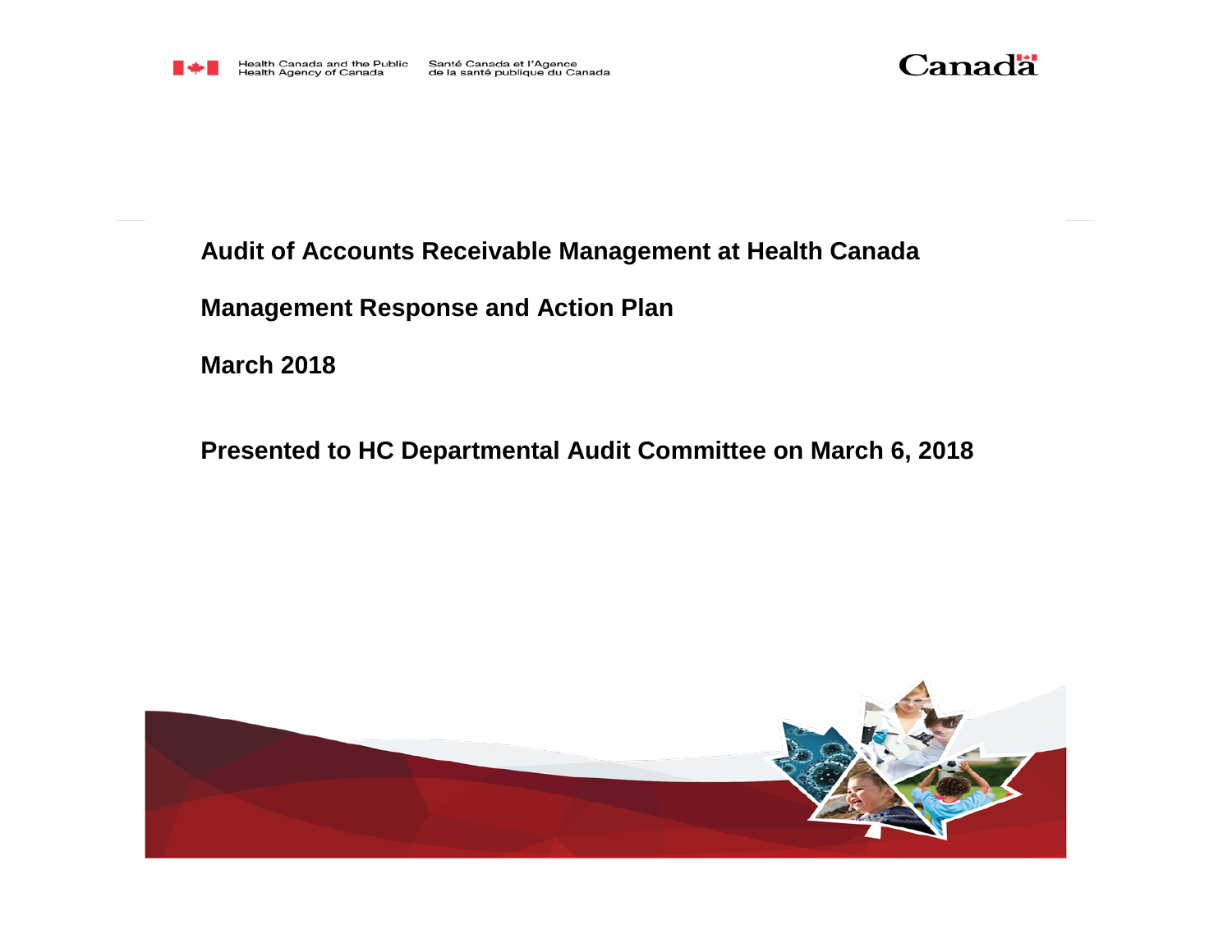Health Canada and the Public Health Agency of Canada

Santé Canada et l'Agence de la santé publique du Canada

Canada

# Audit of Accounts Receivable Management at Health Canada

## Management Response and Action Plan

## March 2018

## Presented to HC Departmental Audit Committee on March 6, 2018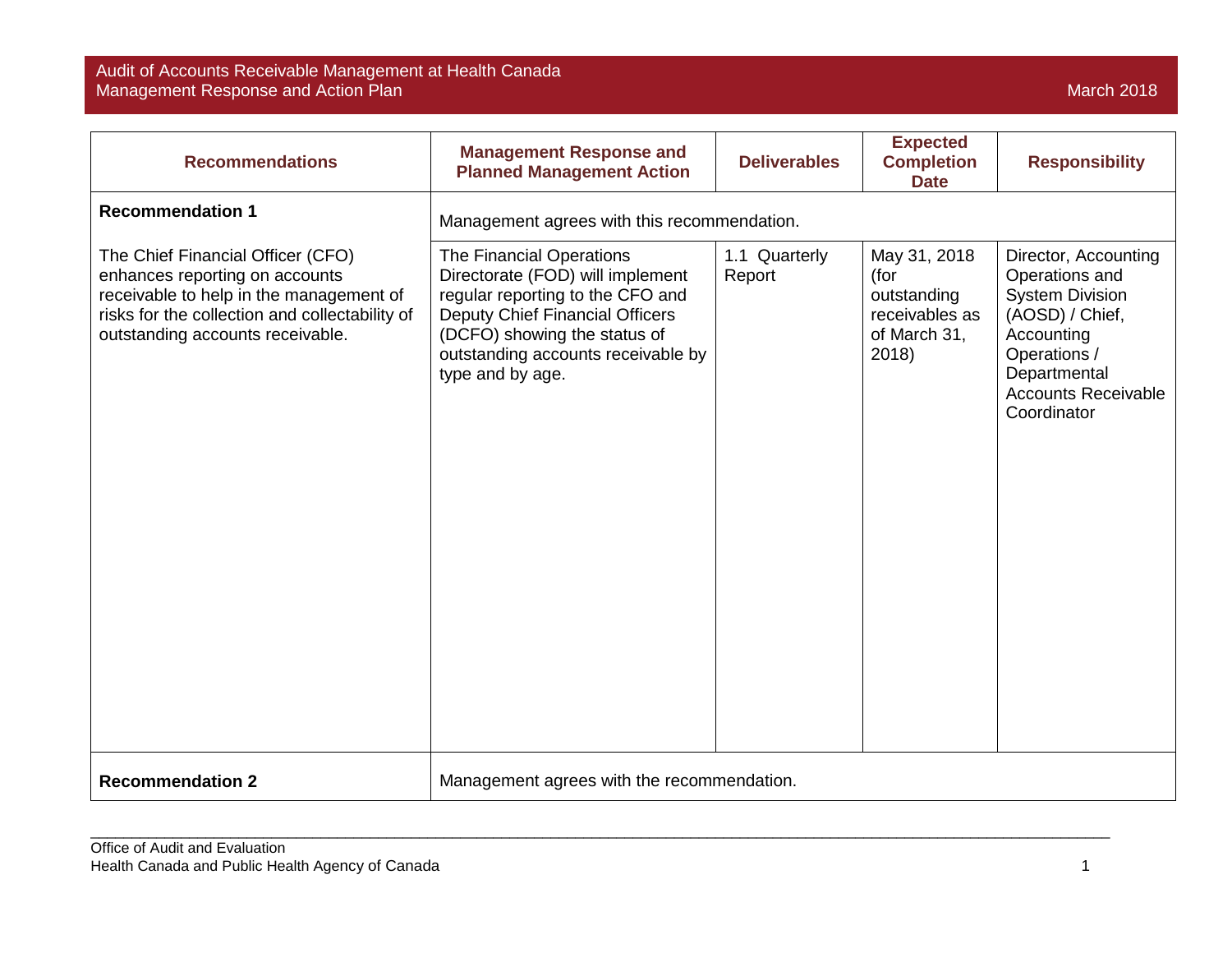| Recommendations | Management Response and Planned Management Action | Deliverables | Expected Completion Date | Responsibility |
|---|---|---|---|---|
| **Recommendation 1** | Management agrees with this recommendation. | | | |
| The Chief Financial Officer (CFO) enhances reporting on accounts receivable to help in the management of risks for the collection and collectability of outstanding accounts receivable. | The Financial Operations Directorate (FOD) will implement regular reporting to the CFO and Deputy Chief Financial Officers (DCFO) showing the status of outstanding accounts receivable by type and by age. | 1.1 Quarterly Report | May 31, 2018 (for outstanding receivables as of March 31, 2018) | Director, Accounting Operations and System Division (AOSD) / Chief, Accounting Operations / Departmental Accounts Receivable Coordinator |
| **Recommendation 2** | Management agrees with the recommendation. | | | |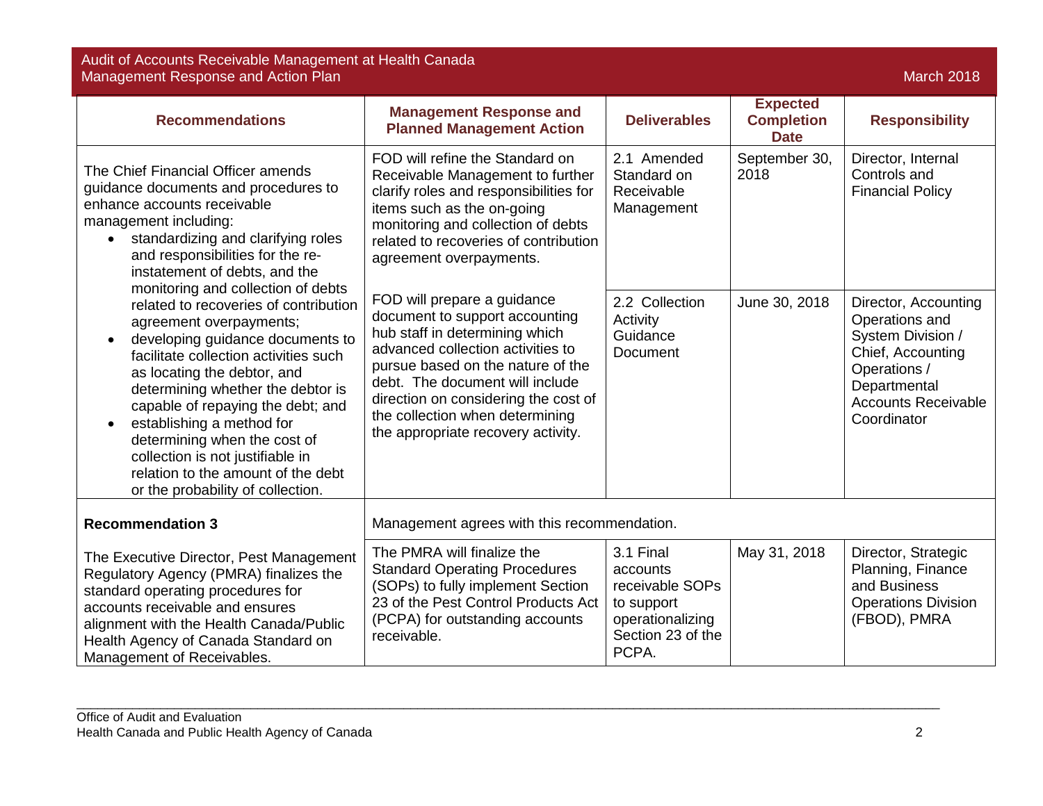| Recommendations | Management Response and Planned Management Action | Deliverables | Expected Completion Date | Responsibility |
|---|---|---|---|---|
| The Chief Financial Officer amends guidance documents and procedures to enhance accounts receivable management including:<br>• standardizing and clarifying roles and responsibilities for the re-instatement of debts, and the monitoring and collection of debts related to recoveries of contribution agreement overpayments;<br>• developing guidance documents to facilitate collection activities such as locating the debtor, and determining whether the debtor is capable of repaying the debt; and<br>• establishing a method for determining when the cost of collection is not justifiable in relation to the amount of the debt or the probability of collection. | FOD will refine the Standard on Receivable Management to further clarify roles and responsibilities for items such as the on-going monitoring and collection of debts related to recoveries of contribution agreement overpayments. | 2.1 Amended Standard on Receivable Management | September 30, 2018 | Director, Internal Controls and Financial Policy |
| | FOD will prepare a guidance document to support accounting hub staff in determining which advanced collection activities to pursue based on the nature of the debt. The document will include direction on considering the cost of the collection when determining the appropriate recovery activity. | 2.2 Collection Activity Guidance Document | June 30, 2018 | Director, Accounting Operations and System Division / Chief, Accounting Operations / Departmental Accounts Receivable Coordinator |
| **Recommendation 3** | Management agrees with this recommendation. | | | |
| The Executive Director, Pest Management Regulatory Agency (PMRA) finalizes the standard operating procedures for accounts receivable and ensures alignment with the Health Canada/Public Health Agency of Canada Standard on Management of Receivables. | The PMRA will finalize the Standard Operating Procedures (SOPs) to fully implement Section 23 of the Pest Control Products Act (PCPA) for outstanding accounts receivable. | 3.1 Final accounts receivable SOPs to support operationalizing Section 23 of the PCPA. | May 31, 2018 | Director, Strategic Planning, Finance and Business Operations Division (FBOD), PMRA |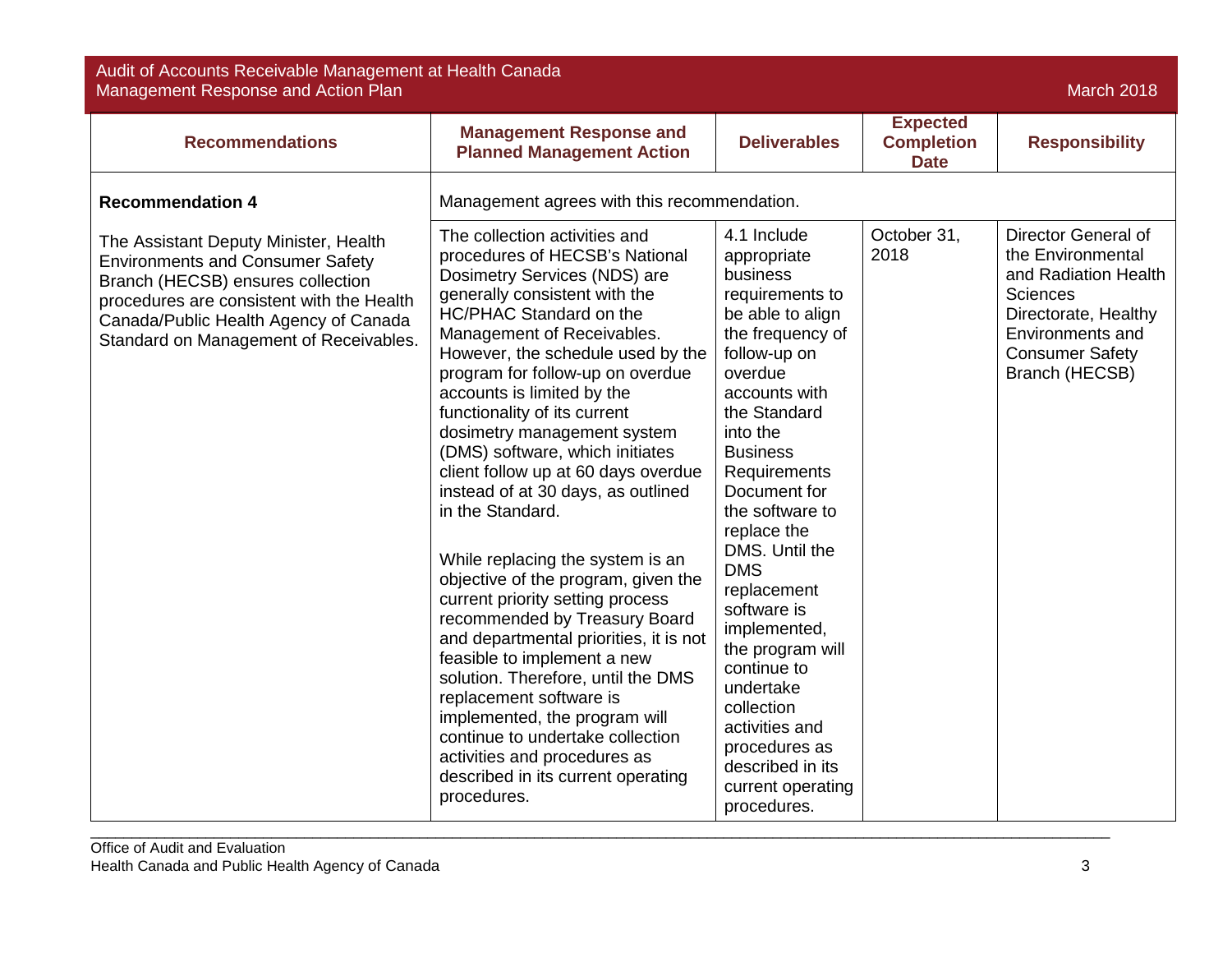| Recommendations | Management Response and Planned Management Action | Deliverables | Expected Completion Date | Responsibility |
| --- | --- | --- | --- | --- |
| **Recommendation 4** | Management agrees with this recommendation. | | | |
| The Assistant Deputy Minister, Health Environments and Consumer Safety Branch (HECSB) ensures collection procedures are consistent with the Health Canada/Public Health Agency of Canada Standard on Management of Receivables. | The collection activities and procedures of HECSB's National Dosimetry Services (NDS) are generally consistent with the HC/PHAC Standard on the Management of Receivables. However, the schedule used by the program for follow-up on overdue accounts is limited by the functionality of its current dosimetry management system (DMS) software, which initiates client follow up at 60 days overdue instead of at 30 days, as outlined in the Standard.<br><br>While replacing the system is an objective of the program, given the current priority setting process recommended by Treasury Board and departmental priorities, it is not feasible to implement a new solution. Therefore, until the DMS replacement software is implemented, the program will continue to undertake collection activities and procedures as described in its current operating procedures. | 4.1 Include appropriate business requirements to be able to align the frequency of follow-up on overdue accounts with the Standard into the Business Requirements Document for the software to replace the DMS. Until the DMS replacement software is implemented, the program will continue to undertake collection activities and procedures as described in its current operating procedures. | October 31, 2018 | Director General of the Environmental and Radiation Health Sciences Directorate, Healthy Environments and Consumer Safety Branch (HECSB) |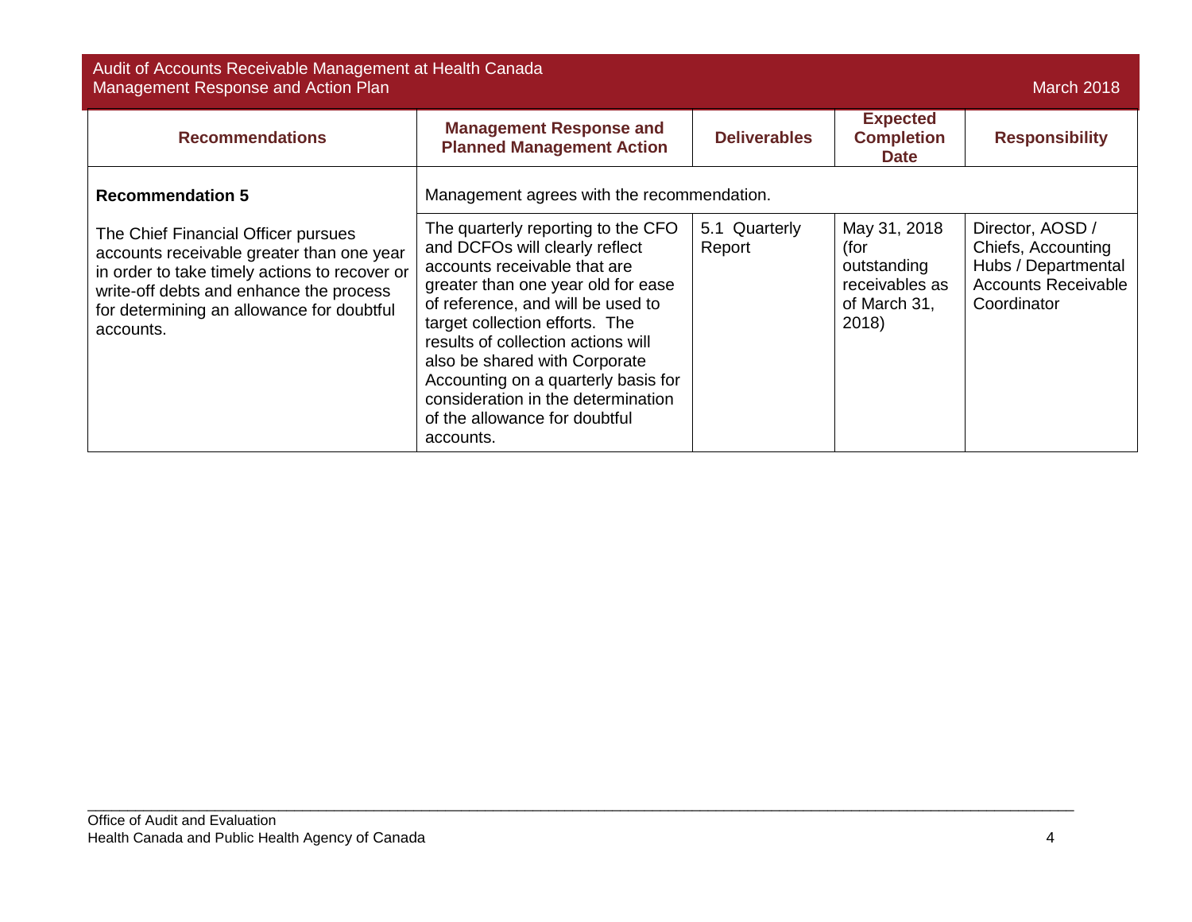| Recommendations | Management Response and Planned Management Action | Deliverables | Expected Completion Date | Responsibility |
|---|---|---|---|---|
| **Recommendation 5** | Management agrees with the recommendation. | | | |
| The Chief Financial Officer pursues accounts receivable greater than one year in order to take timely actions to recover or write-off debts and enhance the process for determining an allowance for doubtful accounts. | The quarterly reporting to the CFO and DCFOs will clearly reflect accounts receivable that are greater than one year old for ease of reference, and will be used to target collection efforts. The results of collection actions will also be shared with Corporate Accounting on a quarterly basis for consideration in the determination of the allowance for doubtful accounts. | 5.1 Quarterly Report | May 31, 2018 (for outstanding receivables as of March 31, 2018) | Director, AOSD / Chiefs, Accounting Hubs / Departmental Accounts Receivable Coordinator |